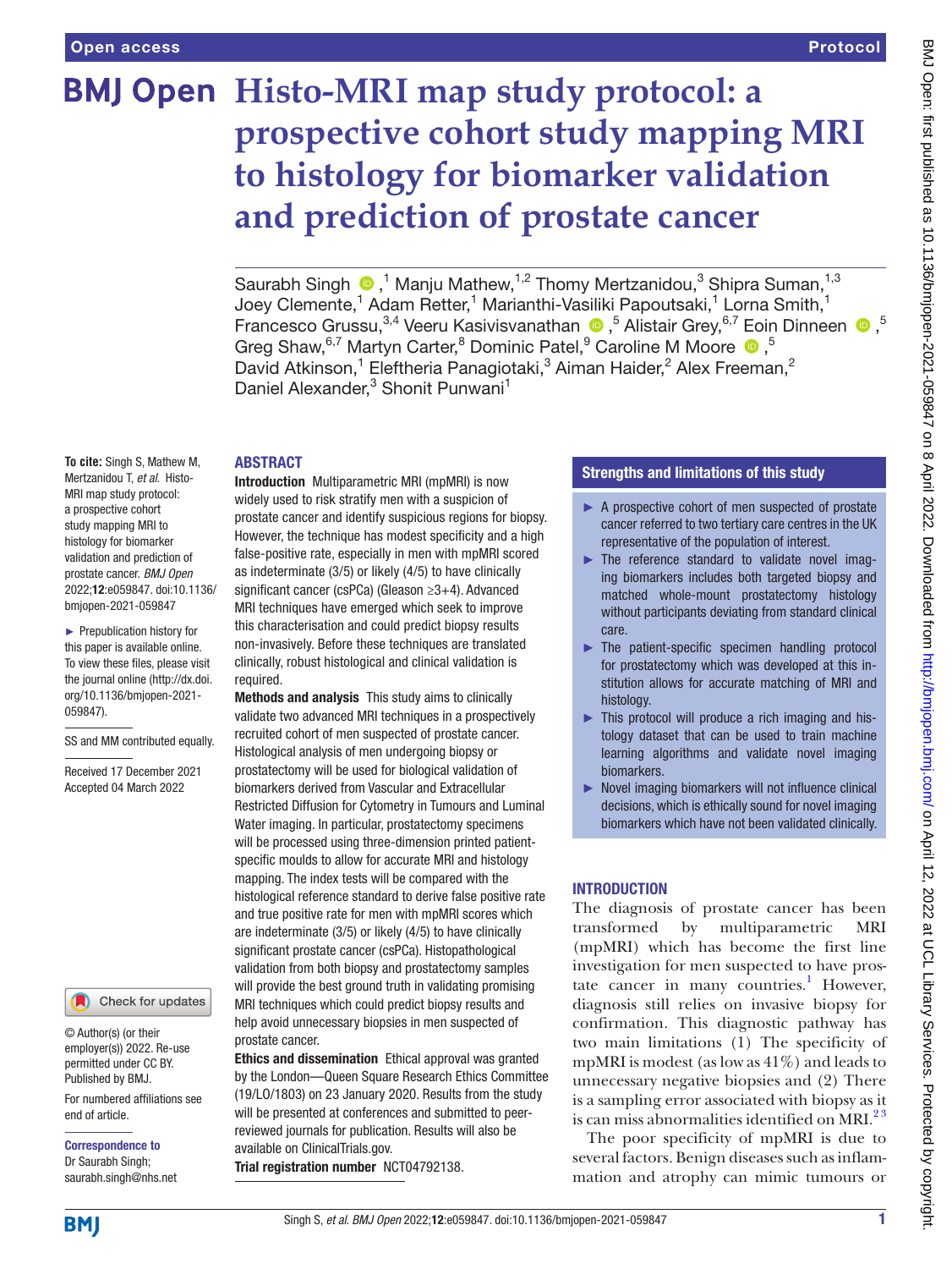# Histo-MRI map study protocol: a prospective cohort study mapping MRI to histology for biomarker validation and prediction of prostate cancer

Saurabh Singh,[1] Manju Mathew,[1,2] Thomy Mertzanidou,[3] Shipra Suman,[1,3] Joey Clemente,[1] Adam Retter,[1] Marianthi-Vasiliki Papoutsaki,[1] Lorna Smith,[1] Francesco Grussu,[3,4] Veeru Kasivisvanathan,[5] Alistair Grey,[6,7] Eoin Dinneen,[5] Greg Shaw,[6,7] Martyn Carter,[8] Dominic Patel,[9] Caroline M Moore,[5] David Atkinson,[1] Eleftheria Panagiotaki,[3] Aiman Haider,[2] Alex Freeman,[2] Daniel Alexander,[3] Shonit Punwani[1]

**To cite:** Singh S, Mathew M, Mertzanidou T, *et al*. Histo-MRI map study protocol: a prospective cohort study mapping MRI to histology for biomarker validation and prediction of prostate cancer. *BMJ Open* 2022;**12**:e059847. doi:10.1136/bmjopen-2021-059847

► Prepublication history for this paper is available online. To view these files, please visit the journal online (http://dx.doi.org/10.1136/bmjopen-2021-059847).

SS and MM contributed equally.

Received 17 December 2021
Accepted 04 March 2022

© Author(s) (or their employer(s)) 2022. Re-use permitted under CC BY. Published by BMJ.

For numbered affiliations see end of article.

**Correspondence to**
Dr Saurabh Singh;
saurabh.singh@nhs.net

## ABSTRACT

**Introduction** Multiparametric MRI (mpMRI) is now widely used to risk stratify men with a suspicion of prostate cancer and identify suspicious regions for biopsy. However, the technique has modest specificity and a high false-positive rate, especially in men with mpMRI scored as indeterminate (3/5) or likely (4/5) to have clinically significant cancer (csPCa) (Gleason ≥3+4). Advanced MRI techniques have emerged which seek to improve this characterisation and could predict biopsy results non-invasively. Before these techniques are translated clinically, robust histological and clinical validation is required.

**Methods and analysis** This study aims to clinically validate two advanced MRI techniques in a prospectively recruited cohort of men suspected of prostate cancer. Histological analysis of men undergoing biopsy or prostatectomy will be used for biological validation of biomarkers derived from Vascular and Extracellular Restricted Diffusion for Cytometry in Tumours and Luminal Water imaging. In particular, prostatectomy specimens will be processed using three-dimension printed patient-specific moulds to allow for accurate MRI and histology mapping. The index tests will be compared with the histological reference standard to derive false positive rate and true positive rate for men with mpMRI scores which are indeterminate (3/5) or likely (4/5) to have clinically significant prostate cancer (csPCa). Histopathological validation from both biopsy and prostatectomy samples will provide the best ground truth in validating promising MRI techniques which could predict biopsy results and help avoid unnecessary biopsies in men suspected of prostate cancer.

**Ethics and dissemination** Ethical approval was granted by the London—Queen Square Research Ethics Committee (19/LO/1803) on 23 January 2020. Results from the study will be presented at conferences and submitted to peer-reviewed journals for publication. Results will also be available on ClinicalTrials.gov.

**Trial registration number** NCT04792138.

## Strengths and limitations of this study

- ► A prospective cohort of men suspected of prostate cancer referred to two tertiary care centres in the UK representative of the population of interest.
- ► The reference standard to validate novel imaging biomarkers includes both targeted biopsy and matched whole-mount prostatectomy histology without participants deviating from standard clinical care.
- ► The patient-specific specimen handling protocol for prostatectomy which was developed at this institution allows for accurate matching of MRI and histology.
- ► This protocol will produce a rich imaging and histology dataset that can be used to train machine learning algorithms and validate novel imaging biomarkers.
- ► Novel imaging biomarkers will not influence clinical decisions, which is ethically sound for novel imaging biomarkers which have not been validated clinically.

## INTRODUCTION

The diagnosis of prostate cancer has been transformed by multiparametric MRI (mpMRI) which has become the first line investigation for men suspected to have prostate cancer in many countries.[1] However, diagnosis still relies on invasive biopsy for confirmation. This diagnostic pathway has two main limitations (1) The specificity of mpMRI is modest (as low as 41%) and leads to unnecessary negative biopsies and (2) There is a sampling error associated with biopsy as it is can miss abnormalities identified on MRI.[2,3]

The poor specificity of mpMRI is due to several factors. Benign diseases such as inflammation and atrophy can mimic tumours or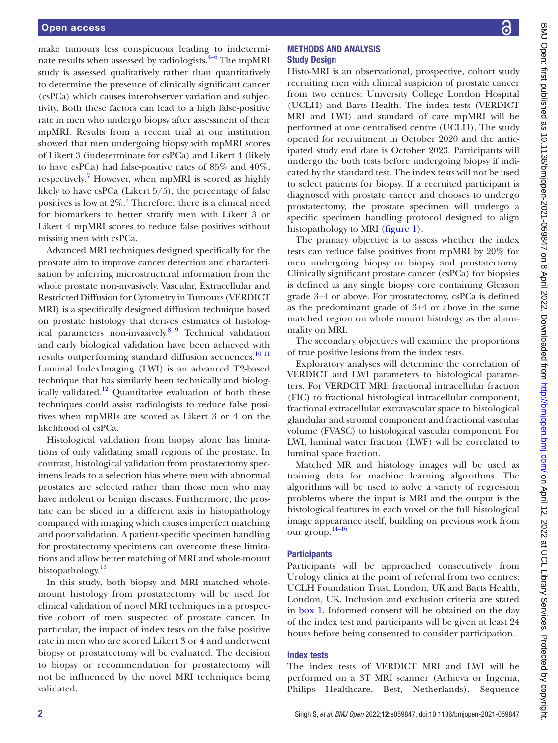make tumours less conspicuous leading to indeterminate results when assessed by radiologists.[4–6] The mpMRI study is assessed qualitatively rather than quantitatively to determine the presence of clinically significant cancer (csPCa) which causes interobserver variation and subjectivity. Both these factors can lead to a high false-positive rate in men who undergo biopsy after assessment of their mpMRI. Results from a recent trial at our institution showed that men undergoing biopsy with mpMRI scores of Likert 3 (indeterminate for csPCa) and Likert 4 (likely to have csPCa) had false-positive rates of 85% and 40%, respectively.[7] However, when mpMRI is scored as highly likely to have csPCa (Likert 5/5), the percentage of false positives is low at 2%.[7] Therefore, there is a clinical need for biomarkers to better stratify men with Likert 3 or Likert 4 mpMRI scores to reduce false positives without missing men with csPCa.

Advanced MRI techniques designed specifically for the prostate aim to improve cancer detection and characterisation by inferring microstructural information from the whole prostate non-invasively. Vascular, Extracellular and Restricted Diffusion for Cytometry in Tumours (VERDICT MRI) is a specifically designed diffusion technique based on prostate histology that derives estimates of histological parameters non-invasively.[8 9] Technical validation and early biological validation have been achieved with results outperforming standard diffusion sequences.[10 11] Luminal IndexImaging (LWI) is an advanced T2-based technique that has similarly been technically and biologically validated.[12] Quantitative evaluation of both these techniques could assist radiologists to reduce false positives when mpMRIs are scored as Likert 3 or 4 on the likelihood of csPCa.

Histological validation from biopsy alone has limitations of only validating small regions of the prostate. In contrast, histological validation from prostatectomy specimens leads to a selection bias where men with abnormal prostates are selected rather than those men who may have indolent or benign diseases. Furthermore, the prostate can be sliced in a different axis in histopathology compared with imaging which causes imperfect matching and poor validation. A patient-specific specimen handling for prostatectomy specimens can overcome these limitations and allow better matching of MRI and whole-mount histopathology.[13]

In this study, both biopsy and MRI matched whole-mount histology from prostatectomy will be used for clinical validation of novel MRI techniques in a prospective cohort of men suspected of prostate cancer. In particular, the impact of index tests on the false positive rate in men who are scored Likert 3 or 4 and underwent biopsy or prostatectomy will be evaluated. The decision to biopsy or recommendation for prostatectomy will not be influenced by the novel MRI techniques being validated.

## METHODS AND ANALYSIS

### Study Design

Histo-MRI is an observational, prospective, cohort study recruiting men with clinical suspicion of prostate cancer from two centres: University College London Hospital (UCLH) and Barts Health. The index tests (VERDICT MRI and LWI) and standard of care mpMRI will be performed at one centralised centre (UCLH). The study opened for recruitment in October 2020 and the anticipated study end date is October 2023. Participants will undergo the both tests before undergoing biopsy if indicated by the standard test. The index tests will not be used to select patients for biopsy. If a recruited participant is diagnosed with prostate cancer and chooses to undergo prostatectomy, the prostate specimen will undergo a specific specimen handling protocol designed to align histopathology to MRI (figure 1).

The primary objective is to assess whether the index tests can reduce false positives from mpMRI by 20% for men undergoing biopsy or biopsy and prostatectomy. Clinically significant prostate cancer (csPCa) for biopsies is defined as any single biopsy core containing Gleason grade 3+4 or above. For prostatectomy, csPCa is defined as the predominant grade of 3+4 or above in the same matched region on whole mount histology as the abnormality on MRI.

The secondary objectives will examine the proportions of true positive lesions from the index tests.

Exploratory analyses will determine the correlation of VERDICT and LWI parameters to histological parameters. For VERDCIT MRI: fractional intracellular fraction (FIC) to fractional histological intracellular component, fractional extracellular extravascular space to histological glandular and stromal component and fractional vascular volume (FVASC) to histological vascular component. For LWI, luminal water fraction (LWF) will be correlated to luminal space fraction.

Matched MR and histology images will be used as training data for machine learning algorithms. The algorithms will be used to solve a variety of regression problems where the input is MRI and the output is the histological features in each voxel or the full histological image appearance itself, building on previous work from our group.[14–16]

### Participants

Participants will be approached consecutively from Urology clinics at the point of referral from two centres: UCLH Foundation Trust, London, UK and Barts Health, London, UK. Inclusion and exclusion criteria are stated in box 1. Informed consent will be obtained on the day of the index test and participants will be given at least 24 hours before being consented to consider participation.

### Index tests

The index tests of VERDICT MRI and LWI will be performed on a 3T MRI scanner (Achieva or Ingenia, Philips Healthcare, Best, Netherlands). Sequence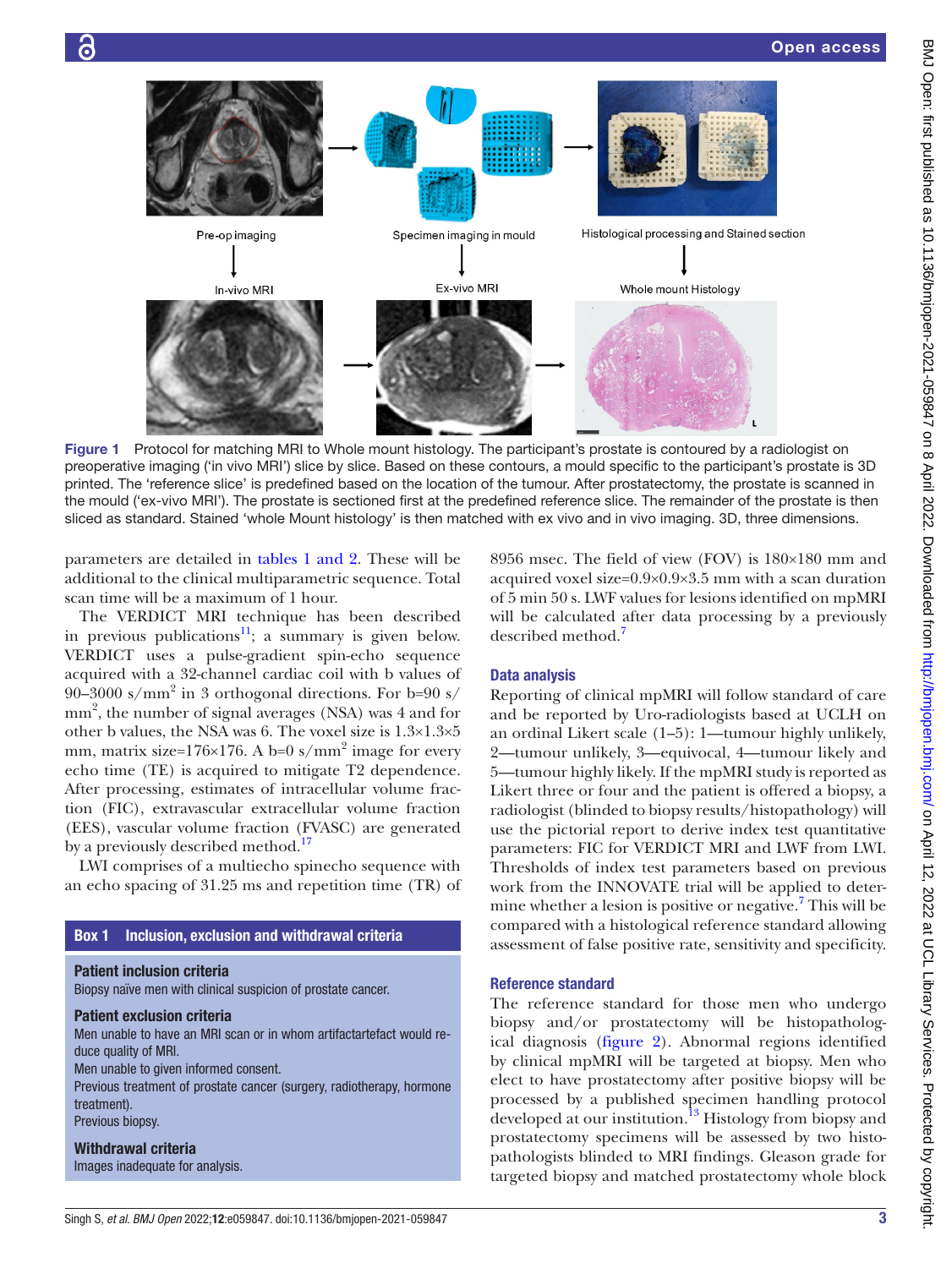Figure 1 Protocol for matching MRI to Whole mount histology. The participant's prostate is contoured by a radiologist on preoperative imaging ('in vivo MRI') slice by slice. Based on these contours, a mould specific to the participant's prostate is 3D printed. The 'reference slice' is predefined based on the location of the tumour. After prostatectomy, the prostate is scanned in the mould ('ex-vivo MRI'). The prostate is sectioned first at the predefined reference slice. The remainder of the prostate is then sliced as standard. Stained 'whole Mount histology' is then matched with ex vivo and in vivo imaging. 3D, three dimensions.

parameters are detailed in tables 1 and 2. These will be additional to the clinical multiparametric sequence. Total scan time will be a maximum of 1 hour.

The VERDICT MRI technique has been described in previous publications[11]; a summary is given below. VERDICT uses a pulse-gradient spin-echo sequence acquired with a 32-channel cardiac coil with b values of 90–3000 s/mm$^2$ in 3 orthogonal directions. For b=90 s/mm$^2$, the number of signal averages (NSA) was 4 and for other b values, the NSA was 6. The voxel size is 1.3×1.3×5 mm, matrix size=176×176. A b=0 s/mm$^2$ image for every echo time (TE) is acquired to mitigate T2 dependence. After processing, estimates of intracellular volume fraction (FIC), extravascular extracellular volume fraction (EES), vascular volume fraction (FVASC) are generated by a previously described method.[17]

LWI comprises of a multiecho spinecho sequence with an echo spacing of 31.25 ms and repetition time (TR) of 8956 msec. The field of view (FOV) is 180×180 mm and acquired voxel size=0.9×0.9×3.5 mm with a scan duration of 5 min 50 s. LWF values for lesions identified on mpMRI will be calculated after data processing by a previously described method.[7]

**Box 1 Inclusion, exclusion and withdrawal criteria**

**Patient inclusion criteria**

Biopsy naïve men with clinical suspicion of prostate cancer.

**Patient exclusion criteria**

Men unable to have an MRI scan or in whom artifactartefact would reduce quality of MRI.

Men unable to given informed consent.

Previous treatment of prostate cancer (surgery, radiotherapy, hormone treatment).

Previous biopsy.

**Withdrawal criteria**

Images inadequate for analysis.

## Data analysis

Reporting of clinical mpMRI will follow standard of care and be reported by Uro-radiologists based at UCLH on an ordinal Likert scale (1–5): 1—tumour highly unlikely, 2—tumour unlikely, 3—equivocal, 4—tumour likely and 5—tumour highly likely. If the mpMRI study is reported as Likert three or four and the patient is offered a biopsy, a radiologist (blinded to biopsy results/histopathology) will use the pictorial report to derive index test quantitative parameters: FIC for VERDICT MRI and LWF from LWI. Thresholds of index test parameters based on previous work from the INNOVATE trial will be applied to determine whether a lesion is positive or negative.[7] This will be compared with a histological reference standard allowing assessment of false positive rate, sensitivity and specificity.

## Reference standard

The reference standard for those men who undergo biopsy and/or prostatectomy will be histopathological diagnosis (figure 2). Abnormal regions identified by clinical mpMRI will be targeted at biopsy. Men who elect to have prostatectomy after positive biopsy will be processed by a published specimen handling protocol developed at our institution.[13] Histology from biopsy and prostatectomy specimens will be assessed by two histopathologists blinded to MRI findings. Gleason grade for targeted biopsy and matched prostatectomy whole block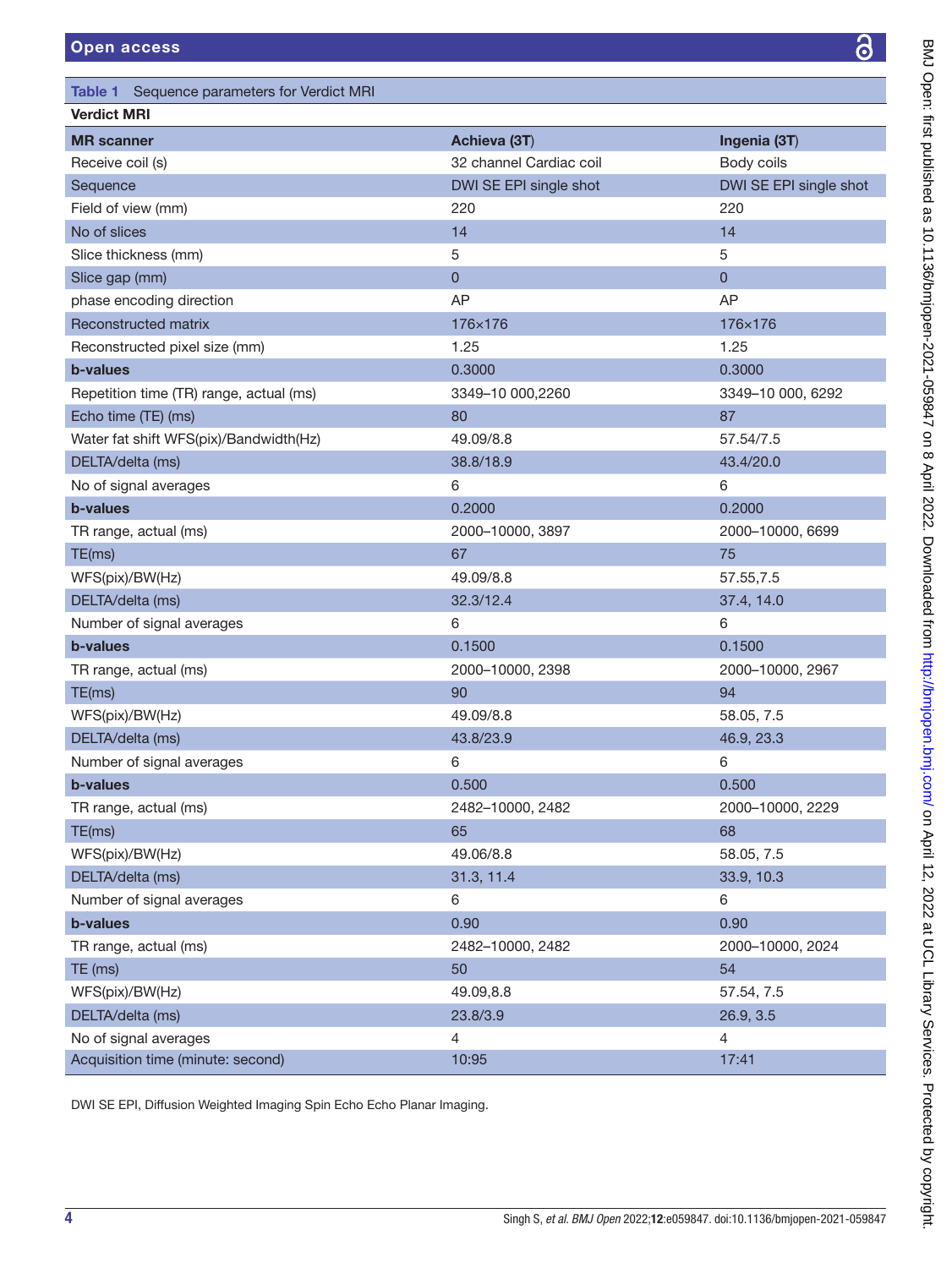**Table 1** Sequence parameters for Verdict MRI

| Verdict MRI | | |
|---|---|---|
| **MR scanner** | **Achieva (3T)** | **Ingenia (3T)** |
| Receive coil (s) | 32 channel Cardiac coil | Body coils |
| Sequence | DWI SE EPI single shot | DWI SE EPI single shot |
| Field of view (mm) | 220 | 220 |
| No of slices | 14 | 14 |
| Slice thickness (mm) | 5 | 5 |
| Slice gap (mm) | 0 | 0 |
| phase encoding direction | AP | AP |
| Reconstructed matrix | 176×176 | 176×176 |
| Reconstructed pixel size (mm) | 1.25 | 1.25 |
| **b-values** | 0.3000 | 0.3000 |
| Repetition time (TR) range, actual (ms) | 3349–10 000,2260 | 3349–10 000, 6292 |
| Echo time (TE) (ms) | 80 | 87 |
| Water fat shift WFS(pix)/Bandwidth(Hz) | 49.09/8.8 | 57.54/7.5 |
| DELTA/delta (ms) | 38.8/18.9 | 43.4/20.0 |
| No of signal averages | 6 | 6 |
| **b-values** | 0.2000 | 0.2000 |
| TR range, actual (ms) | 2000–10000, 3897 | 2000–10000, 6699 |
| TE(ms) | 67 | 75 |
| WFS(pix)/BW(Hz) | 49.09/8.8 | 57.55,7.5 |
| DELTA/delta (ms) | 32.3/12.4 | 37.4, 14.0 |
| Number of signal averages | 6 | 6 |
| **b-values** | 0.1500 | 0.1500 |
| TR range, actual (ms) | 2000–10000, 2398 | 2000–10000, 2967 |
| TE(ms) | 90 | 94 |
| WFS(pix)/BW(Hz) | 49.09/8.8 | 58.05, 7.5 |
| DELTA/delta (ms) | 43.8/23.9 | 46.9, 23.3 |
| Number of signal averages | 6 | 6 |
| **b-values** | 0.500 | 0.500 |
| TR range, actual (ms) | 2482–10000, 2482 | 2000–10000, 2229 |
| TE(ms) | 65 | 68 |
| WFS(pix)/BW(Hz) | 49.06/8.8 | 58.05, 7.5 |
| DELTA/delta (ms) | 31.3, 11.4 | 33.9, 10.3 |
| Number of signal averages | 6 | 6 |
| **b-values** | 0.90 | 0.90 |
| TR range, actual (ms) | 2482–10000, 2482 | 2000–10000, 2024 |
| TE (ms) | 50 | 54 |
| WFS(pix)/BW(Hz) | 49.09,8.8 | 57.54, 7.5 |
| DELTA/delta (ms) | 23.8/3.9 | 26.9, 3.5 |
| No of signal averages | 4 | 4 |
| Acquisition time (minute: second) | 10:95 | 17:41 |

DWI SE EPI, Diffusion Weighted Imaging Spin Echo Echo Planar Imaging.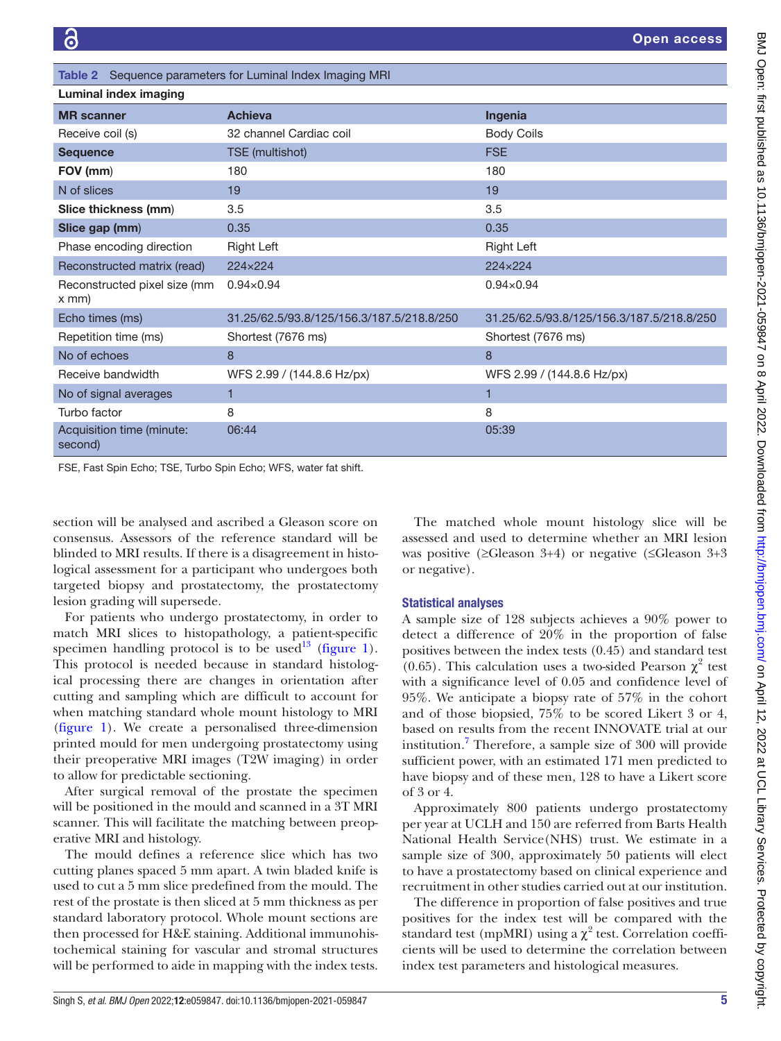**Table 2** Sequence parameters for Luminal Index Imaging MRI

| Luminal index imaging | | |
|---|---|---|
| **MR scanner** | **Achieva** | **Ingenia** |
| Receive coil (s) | 32 channel Cardiac coil | Body Coils |
| **Sequence** | TSE (multishot) | FSE |
| **FOV (mm)** | 180 | 180 |
| N of slices | 19 | 19 |
| **Slice thickness (mm)** | 3.5 | 3.5 |
| **Slice gap (mm)** | 0.35 | 0.35 |
| Phase encoding direction | Right Left | Right Left |
| Reconstructed matrix (read) | 224×224 | 224×224 |
| Reconstructed pixel size (mm x mm) | 0.94×0.94 | 0.94×0.94 |
| Echo times (ms) | 31.25/62.5/93.8/125/156.3/187.5/218.8/250 | 31.25/62.5/93.8/125/156.3/187.5/218.8/250 |
| Repetition time (ms) | Shortest (7676 ms) | Shortest (7676 ms) |
| No of echoes | 8 | 8 |
| Receive bandwidth | WFS 2.99 / (144.8.6 Hz/px) | WFS 2.99 / (144.8.6 Hz/px) |
| No of signal averages | 1 | 1 |
| Turbo factor | 8 | 8 |
| Acquisition time (minute: second) | 06:44 | 05:39 |

FSE, Fast Spin Echo; TSE, Turbo Spin Echo; WFS, water fat shift.

section will be analysed and ascribed a Gleason score on consensus. Assessors of the reference standard will be blinded to MRI results. If there is a disagreement in histological assessment for a participant who undergoes both targeted biopsy and prostatectomy, the prostatectomy lesion grading will supersede.

For patients who undergo prostatectomy, in order to match MRI slices to histopathology, a patient-specific specimen handling protocol is to be used[13] (figure 1). This protocol is needed because in standard histological processing there are changes in orientation after cutting and sampling which are difficult to account for when matching standard whole mount histology to MRI (figure 1). We create a personalised three-dimension printed mould for men undergoing prostatectomy using their preoperative MRI images (T2W imaging) in order to allow for predictable sectioning.

After surgical removal of the prostate the specimen will be positioned in the mould and scanned in a 3T MRI scanner. This will facilitate the matching between preoperative MRI and histology.

The mould defines a reference slice which has two cutting planes spaced 5 mm apart. A twin bladed knife is used to cut a 5 mm slice predefined from the mould. The rest of the prostate is then sliced at 5 mm thickness as per standard laboratory protocol. Whole mount sections are then processed for H&E staining. Additional immunohistochemical staining for vascular and stromal structures will be performed to aide in mapping with the index tests.

The matched whole mount histology slice will be assessed and used to determine whether an MRI lesion was positive (≥Gleason 3+4) or negative (≤Gleason 3+3 or negative).

### Statistical analyses

A sample size of 128 subjects achieves a 90% power to detect a difference of 20% in the proportion of false positives between the index tests (0.45) and standard test (0.65). This calculation uses a two-sided Pearson $\chi^2$ test with a significance level of 0.05 and confidence level of 95%. We anticipate a biopsy rate of 57% in the cohort and of those biopsied, 75% to be scored Likert 3 or 4, based on results from the recent INNOVATE trial at our institution.[7] Therefore, a sample size of 300 will provide sufficient power, with an estimated 171 men predicted to have biopsy and of these men, 128 to have a Likert score of 3 or 4.

Approximately 800 patients undergo prostatectomy per year at UCLH and 150 are referred from Barts Health National Health Service(NHS) trust. We estimate in a sample size of 300, approximately 50 patients will elect to have a prostatectomy based on clinical experience and recruitment in other studies carried out at our institution.

The difference in proportion of false positives and true positives for the index test will be compared with the standard test (mpMRI) using a $\chi^2$ test. Correlation coefficients will be used to determine the correlation between index test parameters and histological measures.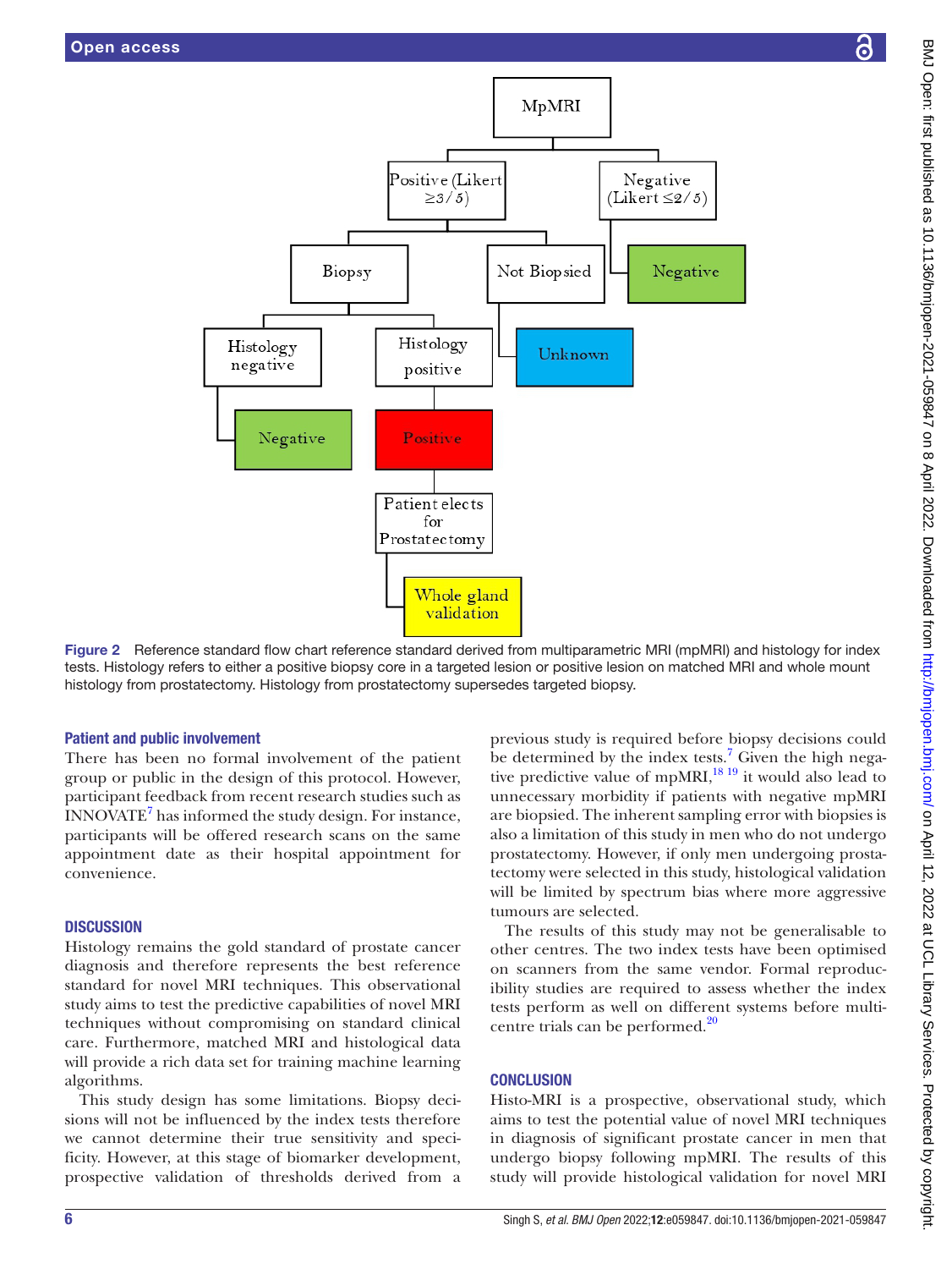Figure 2 Reference standard flow chart reference standard derived from multiparametric MRI (mpMRI) and histology for index tests. Histology refers to either a positive biopsy core in a targeted lesion or positive lesion on matched MRI and whole mount histology from prostatectomy. Histology from prostatectomy supersedes targeted biopsy.

## Patient and public involvement

There has been no formal involvement of the patient group or public in the design of this protocol. However, participant feedback from recent research studies such as INNOVATE[7] has informed the study design. For instance, participants will be offered research scans on the same appointment date as their hospital appointment for convenience.

## DISCUSSION

Histology remains the gold standard of prostate cancer diagnosis and therefore represents the best reference standard for novel MRI techniques. This observational study aims to test the predictive capabilities of novel MRI techniques without compromising on standard clinical care. Furthermore, matched MRI and histological data will provide a rich data set for training machine learning algorithms.

This study design has some limitations. Biopsy decisions will not be influenced by the index tests therefore we cannot determine their true sensitivity and specificity. However, at this stage of biomarker development, prospective validation of thresholds derived from a previous study is required before biopsy decisions could be determined by the index tests.[7] Given the high negative predictive value of mpMRI,[18 19] it would also lead to unnecessary morbidity if patients with negative mpMRI are biopsied. The inherent sampling error with biopsies is also a limitation of this study in men who do not undergo prostatectomy. However, if only men undergoing prostatectomy were selected in this study, histological validation will be limited by spectrum bias where more aggressive tumours are selected.

The results of this study may not be generalisable to other centres. The two index tests have been optimised on scanners from the same vendor. Formal reproducibility studies are required to assess whether the index tests perform as well on different systems before multicentre trials can be performed.[20]

## CONCLUSION

Histo-MRI is a prospective, observational study, which aims to test the potential value of novel MRI techniques in diagnosis of significant prostate cancer in men that undergo biopsy following mpMRI. The results of this study will provide histological validation for novel MRI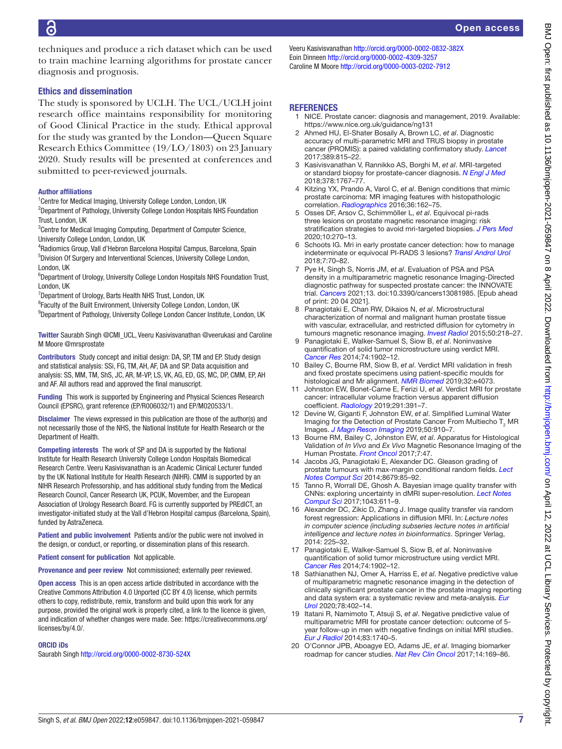techniques and produce a rich dataset which can be used to train machine learning algorithms for prostate cancer diagnosis and prognosis.

## Ethics and dissemination

The study is sponsored by UCLH. The UCL/UCLH joint research office maintains responsibility for monitoring of Good Clinical Practice in the study. Ethical approval for the study was granted by the London—Queen Square Research Ethics Committee (19/LO/1803) on 23 January 2020. Study results will be presented at conferences and submitted to peer-reviewed journals.

**Author affiliations**

[1]Centre for Medical Imaging, University College London, London, UK
[2]Department of Pathology, University College London Hospitals NHS Foundation Trust, London, UK
[3]Centre for Medical Imaging Computing, Department of Computer Science, University College London, London, UK
[4]Radiomics Group, Vall d'Hebron Barcelona Hospital Campus, Barcelona, Spain
[5]Division Of Surgery and Interventional Sciences, University College London, London, UK
[6]Department of Urology, University College London Hospitals NHS Foundation Trust, London, UK
[7]Department of Urology, Barts Health NHS Trust, London, UK
[8]Faculty of the Built Environment, University College London, London, UK
[9]Department of Pathology, University College London Cancer Institute, London, UK

**Twitter** Saurabh Singh @CMI_UCL, Veeru Kasivisvanathan @veerukasi and Caroline M Moore @mrsprostate

**Contributors** Study concept and initial design: DA, SP, TM and EP. Study design and statistical analysis: SSi, FG, TM, AH, AF, DA and SP. Data acquisition and analysis: SS, MM, TM, ShS, JC, AR, M-VP, LS, VK, AG, ED, GS, MC, DP, CMM, EP, AH and AF. All authors read and approved the final manuscript.

**Funding** This work is supported by Engineering and Physical Sciences Research Council (EPSRC), grant reference (EP/R006032/1) and EP/M020533/1.

**Disclaimer** The views expressed in this publication are those of the author(s) and not necessarily those of the NHS, the National Institute for Health Research or the Department of Health.

**Competing interests** The work of SP and DA is supported by the National Institute for Health Research University College London Hospitals Biomedical Research Centre. Veeru Kasivisvanathan is an Academic Clinical Lecturer funded by the UK National Institute for Health Research (NIHR). CMM is supported by an NIHR Research Professorship, and has additional study funding from the Medical Research Council, Cancer Research UK, PCUK, Movember, and the European Association of Urology Research Board. FG is currently supported by PREdICT, an investigator-initiated study at the Vall d'Hebron Hospital campus (Barcelona, Spain), funded by AstraZeneca.

**Patient and public involvement** Patients and/or the public were not involved in the design, or conduct, or reporting, or dissemination plans of this research.

**Patient consent for publication** Not applicable.

**Provenance and peer review** Not commissioned; externally peer reviewed.

**Open access** This is an open access article distributed in accordance with the Creative Commons Attribution 4.0 Unported (CC BY 4.0) license, which permits others to copy, redistribute, remix, transform and build upon this work for any purpose, provided the original work is properly cited, a link to the licence is given, and indication of whether changes were made. See: https://creativecommons.org/licenses/by/4.0/.

**ORCID iDs**

Saurabh Singh http://orcid.org/0000-0002-8730-524X
Veeru Kasivisvanathan http://orcid.org/0000-0002-0832-382X
Eoin Dinneen http://orcid.org/0000-0002-4309-3257
Caroline M Moore http://orcid.org/0000-0003-0202-7912

## REFERENCES

1. NICE. Prostate cancer: diagnosis and management, 2019. Available: https://www.nice.org.uk/guidance/ng131
2. Ahmed HU, El-Shater Bosaily A, Brown LC, *et al*. Diagnostic accuracy of multi-parametric MRI and TRUS biopsy in prostate cancer (PROMIS): a paired validating confirmatory study. *Lancet* 2017;389:815–22.
3. Kasivisvanathan V, Rannikko AS, Borghi M, *et al*. MRI-targeted or standard biopsy for prostate-cancer diagnosis. *N Engl J Med* 2018;378:1767–77.
4. Kitzing YX, Prando A, Varol C, *et al*. Benign conditions that mimic prostate carcinoma: MR imaging features with histopathologic correlation. *Radiographics* 2016;36:162–75.
5. Osses DF, Arsov C, Schimmöller L, *et al*. Equivocal pi-rads three lesions on prostate magnetic resonance imaging: risk stratification strategies to avoid mri-targeted biopsies. *J Pers Med* 2020;10:270–13.
6. Schoots IG. Mri in early prostate cancer detection: how to manage indeterminate or equivocal PI-RADS 3 lesions? *Transl Androl Urol* 2018;7:70–82.
7. Pye H, Singh S, Norris JM, *et al*. Evaluation of PSA and PSA density in a multiparametric magnetic resonance Imaging-Directed diagnostic pathway for suspected prostate cancer: the INNOVATE trial. *Cancers* 2021;13. doi:10.3390/cancers13081985. [Epub ahead of print: 20 04 2021].
8. Panagiotaki E, Chan RW, Dikaios N, *et al*. Microstructural characterization of normal and malignant human prostate tissue with vascular, extracellular, and restricted diffusion for cytometry in tumours magnetic resonance imaging. *Invest Radiol* 2015;50:218–27.
9. Panagiotaki E, Walker-Samuel S, Siow B, *et al*. Noninvasive quantification of solid tumor microstructure using verdict MRI. *Cancer Res* 2014;74:1902–12.
10. Bailey C, Bourne RM, Siow B, *et al*. Verdict MRI validation in fresh and fixed prostate specimens using patient-specific moulds for histological and Mr alignment. *NMR Biomed* 2019;32:e4073.
11. Johnston EW, Bonet-Carne E, Ferizi U, *et al*. Verdict MRI for prostate cancer: intracellular volume fraction versus apparent diffusion coefficient. *Radiology* 2019;291:391–7.
12. Devine W, Giganti F, Johnston EW, *et al*. Simplified Luminal Water Imaging for the Detection of Prostate Cancer From Multiecho $T_2$ MR Images. *J Magn Reson Imaging* 2019;50:910–7.
13. Bourne RM, Bailey C, Johnston EW, *et al*. Apparatus for Histological Validation of *In Vivo* and *Ex Vivo* Magnetic Resonance Imaging of the Human Prostate. *Front Oncol* 2017;7:47.
14. Jacobs JG, Panagiotaki E, Alexander DC. Gleason grading of prostate tumours with max-margin conditional random fields. *Lect Notes Comput Sci* 2014;8679:85–92.
15. Tanno R, Worrall DE, Ghosh A. Bayesian image quality transfer with CNNs: exploring uncertainty in dMRI super-resolution. *Lect Notes Comput Sci* 2017;1043:611–9.
16. Alexander DC, Zikic D, Zhang J. Image quality transfer via random forest regression: Applications in diffusion MRI. In: *Lecture notes in computer science (including subseries lecture notes in artificial intelligence and lecture notes in bioinformatics)*. Springer Verlag, 2014: 225–32.
17. Panagiotaki E, Walker-Samuel S, Siow B, *et al*. Noninvasive quantification of solid tumor microstructure using verdict MRI. *Cancer Res* 2014;74:1902–12.
18. Sathianathen NJ, Omer A, Harriss E, *et al*. Negative predictive value of multiparametric magnetic resonance imaging in the detection of clinically significant prostate cancer in the prostate imaging reporting and data system era: a systematic review and meta-analysis. *Eur Urol* 2020;78:402–14.
19. Itatani R, Namimoto T, Atsuji S, *et al*. Negative predictive value of multiparametric MRI for prostate cancer detection: outcome of 5-year follow-up in men with negative findings on initial MRI studies. *Eur J Radiol* 2014;83:1740–5.
20. O'Connor JPB, Aboagye EO, Adams JE, *et al*. Imaging biomarker roadmap for cancer studies. *Nat Rev Clin Oncol* 2017;14:169–86.